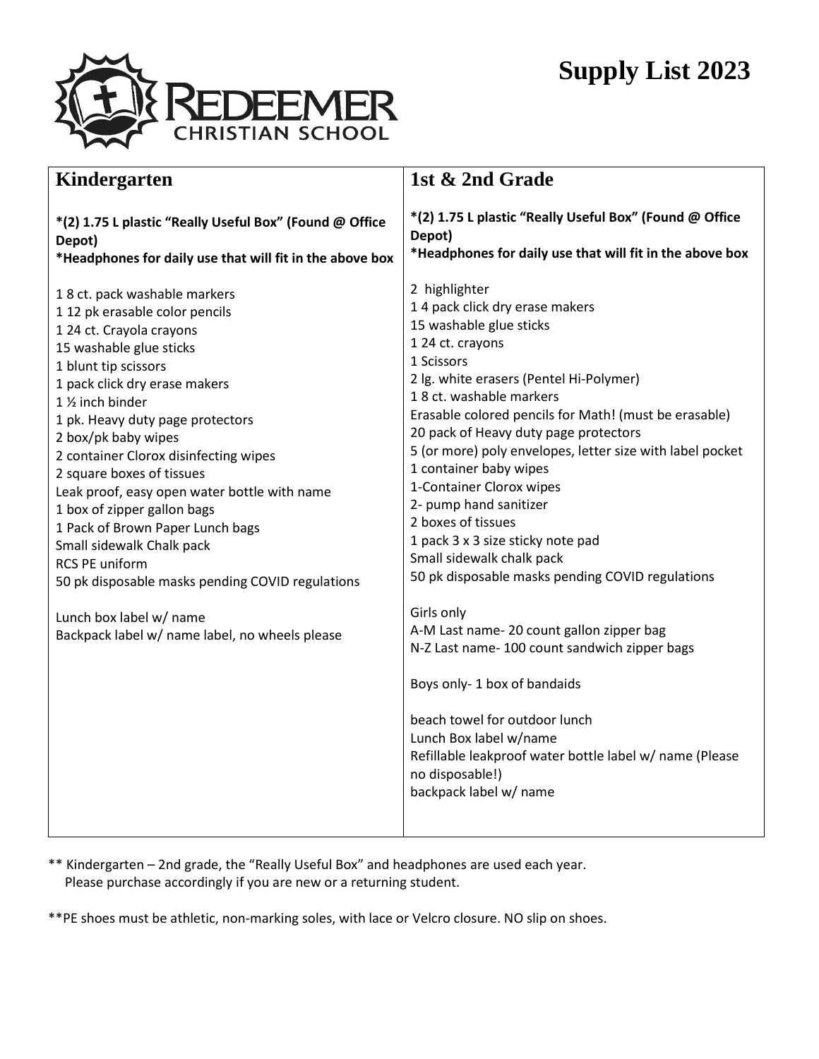# Supply List 2023

REDEEMER CHRISTIAN SCHOOL

## Kindergarten

**\*(2) 1.75 L plastic "Really Useful Box" (Found @ Office Depot)**
**\*Headphones for daily use that will fit in the above box**

1 8 ct. pack washable markers
1 12 pk erasable color pencils
1 24 ct. Crayola crayons
15 washable glue sticks
1 blunt tip scissors
1 pack click dry erase makers
1 ½ inch binder
1 pk. Heavy duty page protectors
2 box/pk baby wipes
2 container Clorox disinfecting wipes
2 square boxes of tissues
Leak proof, easy open water bottle with name
1 box of zipper gallon bags
1 Pack of Brown Paper Lunch bags
Small sidewalk Chalk pack
RCS PE uniform
50 pk disposable masks pending COVID regulations

Lunch box label w/ name
Backpack label w/ name label, no wheels please

## 1st & 2nd Grade

**\*(2) 1.75 L plastic "Really Useful Box" (Found @ Office Depot)**
**\*Headphones for daily use that will fit in the above box**

2 highlighter
1 4 pack click dry erase makers
15 washable glue sticks
1 24 ct. crayons
1 Scissors
2 lg. white erasers (Pentel Hi-Polymer)
1 8 ct. washable markers
Erasable colored pencils for Math! (must be erasable)
20 pack of Heavy duty page protectors
5 (or more) poly envelopes, letter size with label pocket
1 container baby wipes
1-Container Clorox wipes
2- pump hand sanitizer
2 boxes of tissues
1 pack 3 x 3 size sticky note pad
Small sidewalk chalk pack
50 pk disposable masks pending COVID regulations

Girls only
A-M Last name- 20 count gallon zipper bag
N-Z Last name- 100 count sandwich zipper bags

Boys only- 1 box of bandaids

beach towel for outdoor lunch
Lunch Box label w/name
Refillable leakproof water bottle label w/ name (Please no disposable!)
backpack label w/ name

** Kindergarten – 2nd grade, the "Really Useful Box" and headphones are used each year.
Please purchase accordingly if you are new or a returning student.

**PE shoes must be athletic, non-marking soles, with lace or Velcro closure. NO slip on shoes.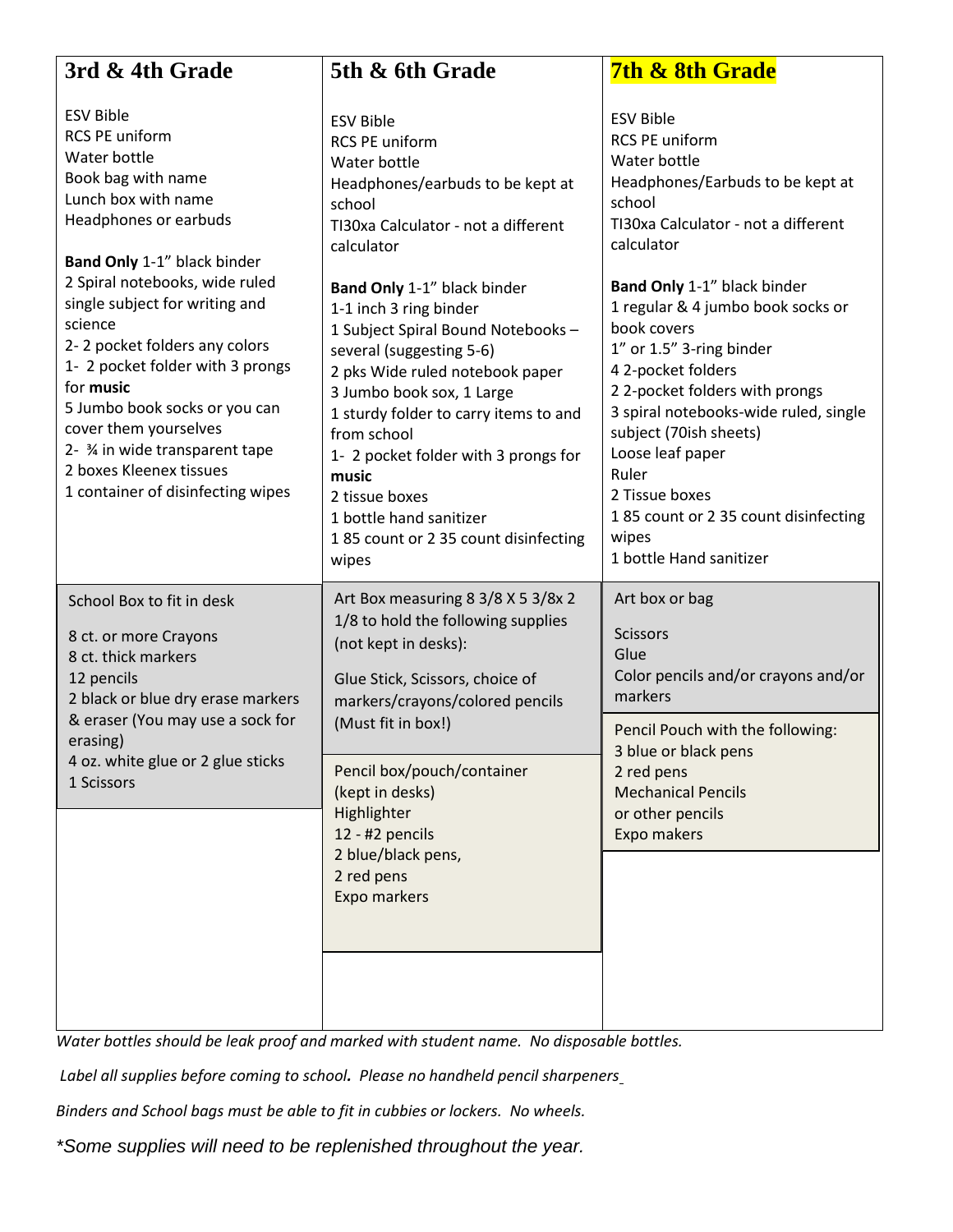| 3rd & 4th Grade | 5th & 6th Grade | 7th & 8th Grade |
|---|---|---|
| ESV Bible<br>RCS PE uniform<br>Water bottle<br>Book bag with name<br>Lunch box with name<br>Headphones or earbuds<br><br>**Band Only** 1-1" black binder<br>2 Spiral notebooks, wide ruled single subject for writing and science<br>2- 2 pocket folders any colors<br>1- 2 pocket folder with 3 prongs for **music**<br>5 Jumbo book socks or you can cover them yourselves<br>2- ¾ in wide transparent tape<br>2 boxes Kleenex tissues<br>1 container of disinfecting wipes | ESV Bible<br>RCS PE uniform<br>Water bottle<br>Headphones/earbuds to be kept at school<br>TI30xa Calculator - not a different calculator<br><br>**Band Only** 1-1" black binder<br>1-1 inch 3 ring binder<br>1 Subject Spiral Bound Notebooks – several (suggesting 5-6)<br>2 pks Wide ruled notebook paper<br>3 Jumbo book sox, 1 Large<br>1 sturdy folder to carry items to and from school<br>1- 2 pocket folder with 3 prongs for **music**<br>2 tissue boxes<br>1 bottle hand sanitizer<br>1 85 count or 2 35 count disinfecting wipes | ESV Bible<br>RCS PE uniform<br>Water bottle<br>Headphones/Earbuds to be kept at school<br>TI30xa Calculator - not a different calculator<br><br>**Band Only** 1-1" black binder<br>1 regular & 4 jumbo book socks or book covers<br>1" or 1.5" 3-ring binder<br>4 2-pocket folders<br>2 2-pocket folders with prongs<br>3 spiral notebooks-wide ruled, single subject (70ish sheets)<br>Loose leaf paper<br>Ruler<br>2 Tissue boxes<br>1 85 count or 2 35 count disinfecting wipes<br>1 bottle Hand sanitizer |
| School Box to fit in desk<br><br>8 ct. or more Crayons<br>8 ct. thick markers<br>12 pencils<br>2 black or blue dry erase markers & eraser (You may use a sock for erasing)<br>4 oz. white glue or 2 glue sticks<br>1 Scissors | Art Box measuring 8 3/8 X 5 3/8x 2 1/8 to hold the following supplies (not kept in desks):<br><br>Glue Stick, Scissors, choice of markers/crayons/colored pencils (Must fit in box!) | Art box or bag<br><br>Scissors<br>Glue<br>Color pencils and/or crayons and/or markers |
| | Pencil box/pouch/container (kept in desks)<br>Highlighter<br>12 - #2 pencils<br>2 blue/black pens,<br>2 red pens<br>Expo markers | Pencil Pouch with the following:<br>3 blue or black pens<br>2 red pens<br>Mechanical Pencils or other pencils<br>Expo makers |

*Water bottles should be leak proof and marked with student name. No disposable bottles.*

*Label all supplies before coming to school. Please no handheld pencil sharpeners*

*Binders and School bags must be able to fit in cubbies or lockers. No wheels.*

*\*Some supplies will need to be replenished throughout the year.*